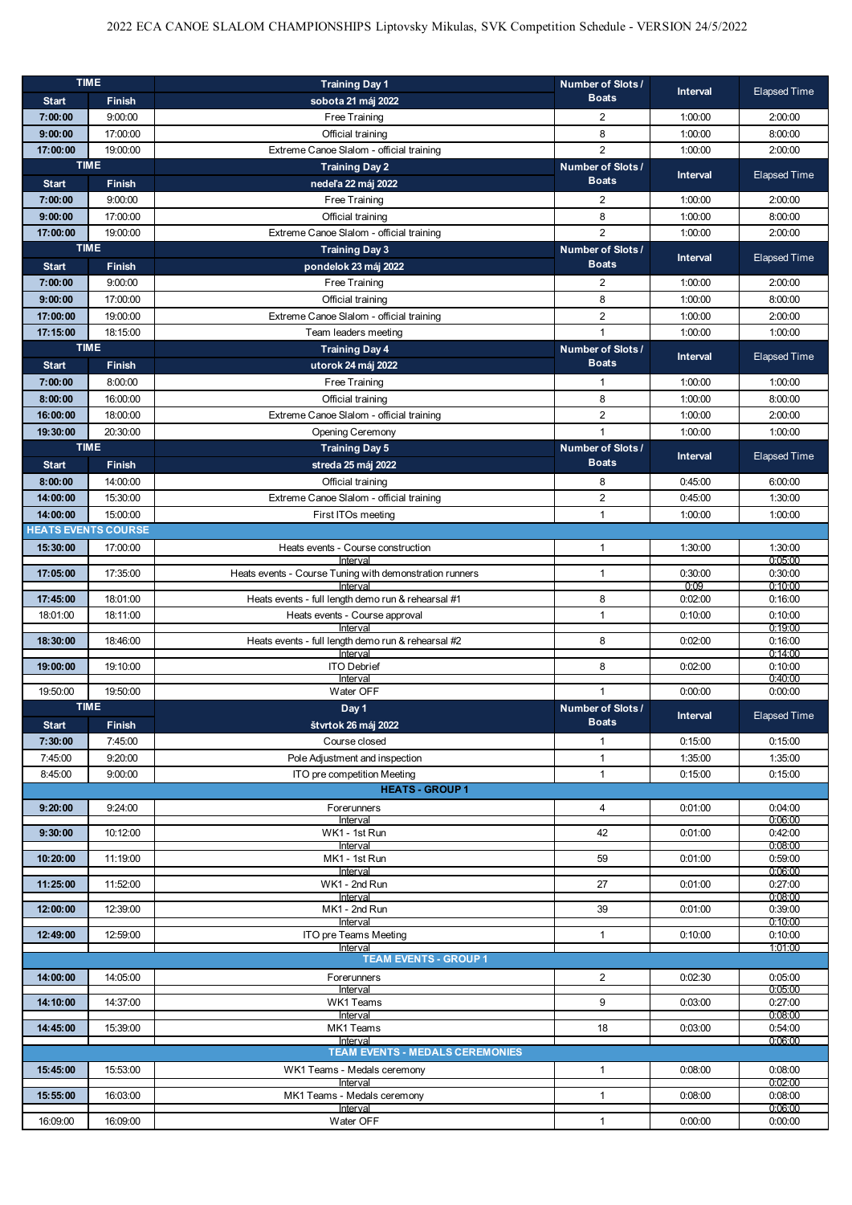# 2022 ECA CANOE SLALOM CHAMPIONSHIPS Liptovsky Mikulas, SVK Competition Schedule - VERSION 24/5/2022

| TIME | | Training Day 1 | Number of Slots / Boats | Interval | Elapsed Time |
|---|---|---|---|---|---|
| Start | Finish | sobota 21 máj 2022 | | | |
| 7:00:00 | 9:00:00 | Free Training | 2 | 1:00:00 | 2:00:00 |
| 9:00:00 | 17:00:00 | Official training | 8 | 1:00:00 | 8:00:00 |
| 17:00:00 | 19:00:00 | Extreme Canoe Slalom - official training | 2 | 1:00:00 | 2:00:00 |
| **TIME** | | **Training Day 2** | **Number of Slots / Boats** | **Interval** | **Elapsed Time** |
| **Start** | **Finish** | **nedeľa 22 máj 2022** | | | |
| 7:00:00 | 9:00:00 | Free Training | 2 | 1:00:00 | 2:00:00 |
| 9:00:00 | 17:00:00 | Official training | 8 | 1:00:00 | 8:00:00 |
| 17:00:00 | 19:00:00 | Extreme Canoe Slalom - official training | 2 | 1:00:00 | 2:00:00 |
| **TIME** | | **Training Day 3** | **Number of Slots / Boats** | **Interval** | **Elapsed Time** |
| **Start** | **Finish** | **pondelok 23 máj 2022** | | | |
| 7:00:00 | 9:00:00 | Free Training | 2 | 1:00:00 | 2:00:00 |
| 9:00:00 | 17:00:00 | Official training | 8 | 1:00:00 | 8:00:00 |
| 17:00:00 | 19:00:00 | Extreme Canoe Slalom - official training | 2 | 1:00:00 | 2:00:00 |
| 17:15:00 | 18:15:00 | Team leaders meeting | 1 | 1:00:00 | 1:00:00 |
| **TIME** | | **Training Day 4** | **Number of Slots / Boats** | **Interval** | **Elapsed Time** |
| **Start** | **Finish** | **utorok 24 máj 2022** | | | |
| 7:00:00 | 8:00:00 | Free Training | 1 | 1:00:00 | 1:00:00 |
| 8:00:00 | 16:00:00 | Official training | 8 | 1:00:00 | 8:00:00 |
| 16:00:00 | 18:00:00 | Extreme Canoe Slalom - official training | 2 | 1:00:00 | 2:00:00 |
| 19:30:00 | 20:30:00 | Opening Ceremony | 1 | 1:00:00 | 1:00:00 |
| **TIME** | | **Training Day 5** | **Number of Slots / Boats** | **Interval** | **Elapsed Time** |
| **Start** | **Finish** | **streda 25 máj 2022** | | | |
| 8:00:00 | 14:00:00 | Official training | 8 | 0:45:00 | 6:00:00 |
| 14:00:00 | 15:30:00 | Extreme Canoe Slalom - official training | 2 | 0:45:00 | 1:30:00 |
| 14:00:00 | 15:00:00 | First ITOs meeting | 1 | 1:00:00 | 1:00:00 |
| **HEATS EVENTS COURSE** | | | | | |
| 15:30:00 | 17:00:00 | Heats events - Course construction | 1 | 1:30:00 | 1:30:00 |
| | | Interval | | | 0:05:00 |
| 17:05:00 | 17:35:00 | Heats events - Course Tuning with demonstration runners | 1 | 0:30:00 | 0:30:00 |
| | | Interval | | 0:09 | 0:10:00 |
| 17:45:00 | 18:01:00 | Heats events - full length demo run & rehearsal #1 | 8 | 0:02:00 | 0:16:00 |
| 18:01:00 | 18:11:00 | Heats events - Course approval | 1 | 0:10:00 | 0:10:00 |
| | | Interval | | | 0:19:00 |
| 18:30:00 | 18:46:00 | Heats events - full length demo run & rehearsal #2 | 8 | 0:02:00 | 0:16:00 |
| | | Interval | | | 0:14:00 |
| 19:00:00 | 19:10:00 | ITO Debrief | 8 | 0:02:00 | 0:10:00 |
| | | Interval | | | 0:40:00 |
| 19:50:00 | 19:50:00 | Water OFF | 1 | 0:00:00 | 0:00:00 |
| **TIME** | | **Day 1** | **Number of Slots / Boats** | **Interval** | **Elapsed Time** |
| **Start** | **Finish** | **štvrtok 26 máj 2022** | | | |
| 7:30:00 | 7:45:00 | Course closed | 1 | 0:15:00 | 0:15:00 |
| 7:45:00 | 9:20:00 | Pole Adjustment and inspection | 1 | 1:35:00 | 1:35:00 |
| 8:45:00 | 9:00:00 | ITO pre competition Meeting | 1 | 0:15:00 | 0:15:00 |
| **HEATS - GROUP 1** | | | | | |
| 9:20:00 | 9:24:00 | Forerunners | 4 | 0:01:00 | 0:04:00 |
| | | Interval | | | 0:06:00 |
| 9:30:00 | 10:12:00 | WK1 - 1st Run | 42 | 0:01:00 | 0:42:00 |
| | | Interval | | | 0:08:00 |
| 10:20:00 | 11:19:00 | MK1 - 1st Run | 59 | 0:01:00 | 0:59:00 |
| | | Interval | | | 0:06:00 |
| 11:25:00 | 11:52:00 | WK1 - 2nd Run | 27 | 0:01:00 | 0:27:00 |
| | | Interval | | | 0:08:00 |
| 12:00:00 | 12:39:00 | MK1 - 2nd Run | 39 | 0:01:00 | 0:39:00 |
| | | Interval | | | 0:10:00 |
| 12:49:00 | 12:59:00 | ITO pre Teams Meeting | 1 | 0:10:00 | 0:10:00 |
| | | Interval | | | 1:01:00 |
| **TEAM EVENTS - GROUP 1** | | | | | |
| 14:00:00 | 14:05:00 | Forerunners | 2 | 0:02:30 | 0:05:00 |
| | | Interval | | | 0:05:00 |
| 14:10:00 | 14:37:00 | WK1 Teams | 9 | 0:03:00 | 0:27:00 |
| | | Interval | | | 0:08:00 |
| 14:45:00 | 15:39:00 | MK1 Teams | 18 | 0:03:00 | 0:54:00 |
| | | Interval | | | 0:06:00 |
| **TEAM EVENTS - MEDALS CEREMONIES** | | | | | |
| 15:45:00 | 15:53:00 | WK1 Teams - Medals ceremony | 1 | 0:08:00 | 0:08:00 |
| | | Interval | | | 0:02:00 |
| 15:55:00 | 16:03:00 | MK1 Teams - Medals ceremony | 1 | 0:08:00 | 0:08:00 |
| | | Interval | | | 0:06:00 |
| 16:09:00 | 16:09:00 | Water OFF | 1 | 0:00:00 | 0:00:00 |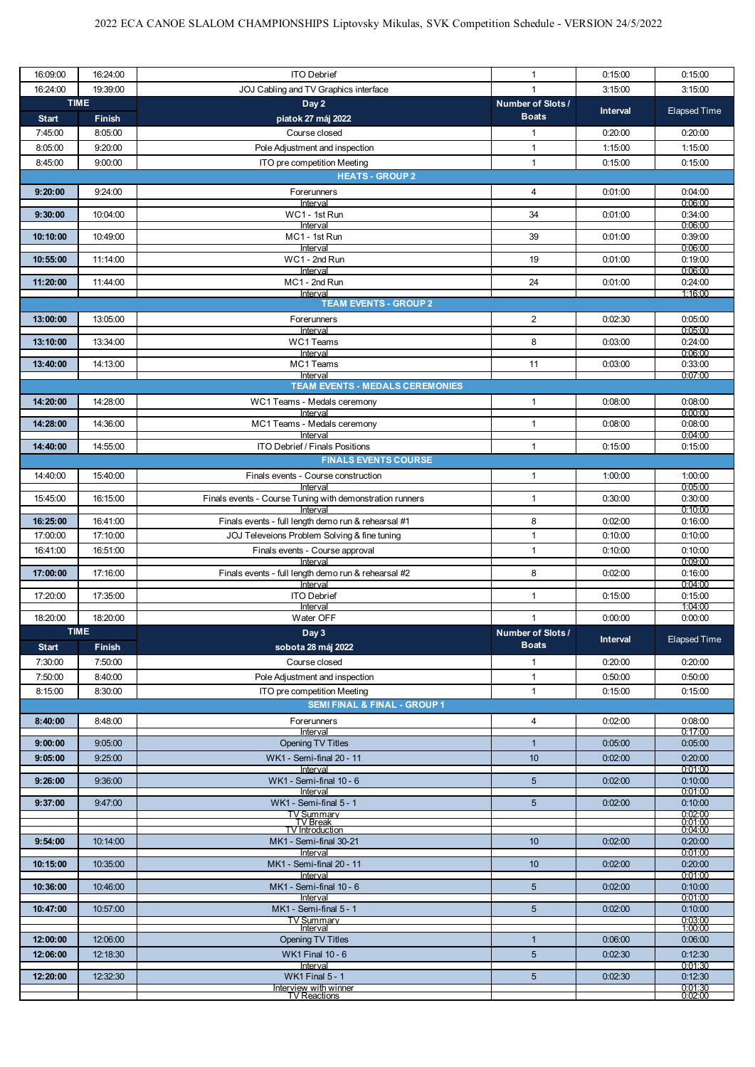2022 ECA CANOE SLALOM CHAMPIONSHIPS Liptovsky Mikulas, SVK Competition Schedule - VERSION 24/5/2022

| | | | | | |
|---|---|---|---|---|---|
| 16:09:00 | 16:24:00 | ITO Debrief | 1 | 0:15:00 | 0:15:00 |
| 16:24:00 | 19:39:00 | JOJ Cabling and TV Graphics interface | 1 | 3:15:00 | 3:15:00 |
| **TIME** | | **Day 2** | **Number of Slots / Boats** | **Interval** | Elapsed Time |
| **Start** | **Finish** | **piatok 27 máj 2022** | | | |
| 7:45:00 | 8:05:00 | Course closed | 1 | 0:20:00 | 0:20:00 |
| 8:05:00 | 9:20:00 | Pole Adjustment and inspection | 1 | 1:15:00 | 1:15:00 |
| 8:45:00 | 9:00:00 | ITO pre competition Meeting | 1 | 0:15:00 | 0:15:00 |
| | | **HEATS - GROUP 2** | | | |
| **9:20:00** | 9:24:00 | Forerunners | 4 | 0:01:00 | 0:04:00 |
| | | Interval | | | 0:06:00 |
| **9:30:00** | 10:04:00 | WC1 - 1st Run | 34 | 0:01:00 | 0:34:00 |
| | | Interval | | | 0:06:00 |
| **10:10:00** | 10:49:00 | MC1 - 1st Run | 39 | 0:01:00 | 0:39:00 |
| | | Interval | | | 0:06:00 |
| **10:55:00** | 11:14:00 | WC1 - 2nd Run | 19 | 0:01:00 | 0:19:00 |
| | | Interval | | | 0:06:00 |
| **11:20:00** | 11:44:00 | MC1 - 2nd Run | 24 | 0:01:00 | 0:24:00 |
| | | Interval | | | 1:16:00 |
| | | **TEAM EVENTS - GROUP 2** | | | |
| **13:00:00** | 13:05:00 | Forerunners | 2 | 0:02:30 | 0:05:00 |
| | | Interval | | | 0:05:00 |
| **13:10:00** | 13:34:00 | WC1 Teams | 8 | 0:03:00 | 0:24:00 |
| | | Interval | | | 0:06:00 |
| **13:40:00** | 14:13:00 | MC1 Teams | 11 | 0:03:00 | 0:33:00 |
| | | Interval | | | 0:07:00 |
| | | **TEAM EVENTS - MEDALS CEREMONIES** | | | |
| **14:20:00** | 14:28:00 | WC1 Teams - Medals ceremony | 1 | 0:08:00 | 0:08:00 |
| | | Interval | | | 0:00:00 |
| **14:28:00** | 14:36:00 | MC1 Teams - Medals ceremony | 1 | 0:08:00 | 0:08:00 |
| | | Interval | | | 0:04:00 |
| **14:40:00** | 14:55:00 | ITO Debrief / Finals Positions | 1 | 0:15:00 | 0:15:00 |
| | | **FINALS EVENTS COURSE** | | | |
| 14:40:00 | 15:40:00 | Finals events - Course construction | 1 | 1:00:00 | 1:00:00 |
| | | Interval | | | 0:05:00 |
| 15:45:00 | 16:15:00 | Finals events - Course Tuning with demonstration runners | 1 | 0:30:00 | 0:30:00 |
| | | Interval | | | 0:10:00 |
| **16:25:00** | 16:41:00 | Finals events - full length demo run & rehearsal #1 | 8 | 0:02:00 | 0:16:00 |
| 17:00:00 | 17:10:00 | JOJ Televeions Problem Solving & fine tuning | 1 | 0:10:00 | 0:10:00 |
| 16:41:00 | 16:51:00 | Finals events - Course approval | 1 | 0:10:00 | 0:10:00 |
| | | Interval | | | 0:09:00 |
| **17:00:00** | 17:16:00 | Finals events - full length demo run & rehearsal #2 | 8 | 0:02:00 | 0:16:00 |
| | | Interval | | | 0:04:00 |
| 17:20:00 | 17:35:00 | ITO Debrief | 1 | 0:15:00 | 0:15:00 |
| | | Interval | | | 1:04:00 |
| 18:20:00 | 18:20:00 | Water OFF | 1 | 0:00:00 | 0:00:00 |
| **TIME** | | **Day 3** | **Number of Slots / Boats** | **Interval** | Elapsed Time |
| **Start** | **Finish** | **sobota 28 máj 2022** | | | |
| 7:30:00 | 7:50:00 | Course closed | 1 | 0:20:00 | 0:20:00 |
| 7:50:00 | 8:40:00 | Pole Adjustment and inspection | 1 | 0:50:00 | 0:50:00 |
| 8:15:00 | 8:30:00 | ITO pre competition Meeting | 1 | 0:15:00 | 0:15:00 |
| | | **SEMI FINAL & FINAL - GROUP 1** | | | |
| **8:40:00** | 8:48:00 | Forerunners | 4 | 0:02:00 | 0:08:00 |
| | | Interval | | | 0:17:00 |
| **9:00:00** | 9:05:00 | Opening TV Titles | 1 | 0:05:00 | 0:05:00 |
| **9:05:00** | 9:25:00 | WK1 - Semi-final 20 - 11 | 10 | 0:02:00 | 0:20:00 |
| | | Interval | | | 0:01:00 |
| **9:26:00** | 9:36:00 | WK1 - Semi-final 10 - 6 | 5 | 0:02:00 | 0:10:00 |
| | | Interval | | | 0:01:00 |
| **9:37:00** | 9:47:00 | WK1 - Semi-final 5 - 1 | 5 | 0:02:00 | 0:10:00 |
| | | TV Summary | | | 0:02:00 |
| | | TV Break | | | 0:01:00 |
| | | TV Introduction | | | 0:04:00 |
| **9:54:00** | 10:14:00 | MK1 - Semi-final 30-21 | 10 | 0:02:00 | 0:20:00 |
| | | Interval | | | 0:01:00 |
| **10:15:00** | 10:35:00 | MK1 - Semi-final 20 - 11 | 10 | 0:02:00 | 0:20:00 |
| | | Interval | | | 0:01:00 |
| **10:36:00** | 10:46:00 | MK1 - Semi-final 10 - 6 | 5 | 0:02:00 | 0:10:00 |
| | | Interval | | | 0:01:00 |
| **10:47:00** | 10:57:00 | MK1 - Semi-final 5 - 1 | 5 | 0:02:00 | 0:10:00 |
| | | TV Summary | | | 0:03:00 |
| | | Interval | | | 1:00:00 |
| **12:00:00** | 12:06:00 | Opening TV Titles | 1 | 0:06:00 | 0:06:00 |
| **12:06:00** | 12:18:30 | WK1 Final 10 - 6 | 5 | 0:02:30 | 0:12:30 |
| | | Interval | | | 0:01:30 |
| **12:20:00** | 12:32:30 | WK1 Final 5 - 1 | 5 | 0:02:30 | 0:12:30 |
| | | Interview with winner | | | 0:01:30 |
| | | TV Reactions | | | 0:02:00 |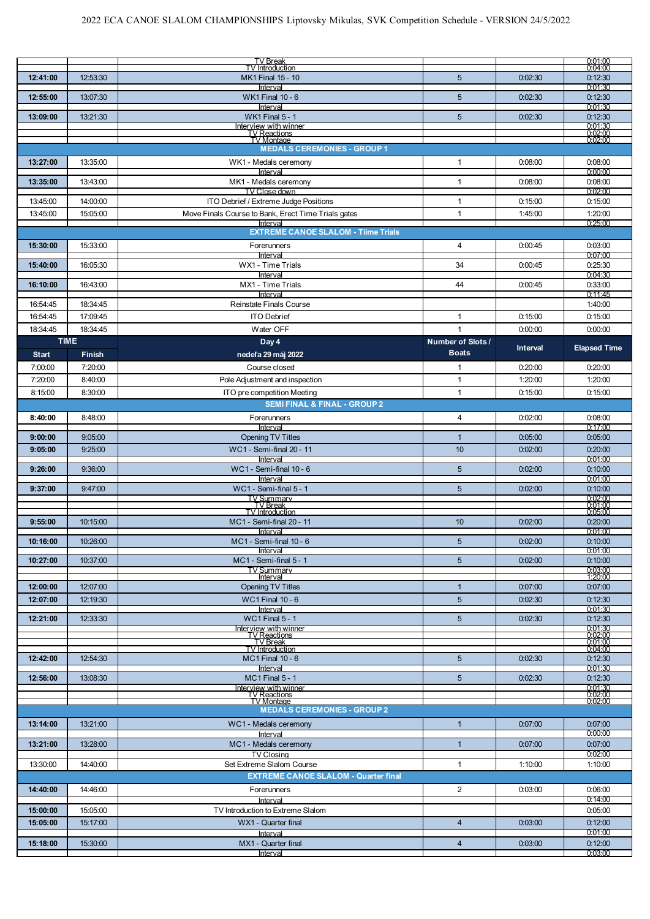| | | | | | |
|---|---|---|---|---|---|
| | | TV Break | | | 0:01:00 |
| | | TV Introduction | | | 0:04:00 |
| **12:41:00** | 12:53:30 | MK1 Final 15 - 10 | 5 | 0:02:30 | 0:12:30 |
| | | Interval | | | 0:01:30 |
| **12:55:00** | 13:07:30 | WK1 Final 10 - 6 | 5 | 0:02:30 | 0:12:30 |
| | | Interval | | | 0:01:30 |
| **13:09:00** | 13:21:30 | WK1 Final 5 - 1 | 5 | 0:02:30 | 0:12:30 |
| | | Interview with winner | | | 0:01:30 |
| | | TV Reactions | | | 0:02:00 |
| | | TV Montage | | | 0:02:00 |
| | | **MEDALS CEREMONIES - GROUP 1** | | | |
| **13:27:00** | 13:35:00 | WK1 - Medals ceremony | 1 | 0:08:00 | 0:08:00 |
| | | Interval | | | 0:00:00 |
| **13:35:00** | 13:43:00 | MK1 - Medals ceremony | 1 | 0:08:00 | 0:08:00 |
| | | TV Close down | | | 0:02:00 |
| 13:45:00 | 14:00:00 | ITO Debrief / Extreme Judge Positions | 1 | 0:15:00 | 0:15:00 |
| 13:45:00 | 15:05:00 | Move Finals Course to Bank, Erect Time Trials gates | 1 | 1:45:00 | 1:20:00 |
| | | Interval | | | 0:25:00 |
| | | **EXTREME CANOE SLALOM - Tiime Trials** | | | |
| **15:30:00** | 15:33:00 | Forerunners | 4 | 0:00:45 | 0:03:00 |
| | | Interval | | | 0:07:00 |
| **15:40:00** | 16:05:30 | WX1 - Time Trials | 34 | 0:00:45 | 0:25:30 |
| | | Interval | | | 0:04:30 |
| **16:10:00** | 16:43:00 | MX1 - Time Trials | 44 | 0:00:45 | 0:33:00 |
| | | Interval | | | 0:11:45 |
| 16:54:45 | 18:34:45 | Reinstate Finals Course | | | 1:40:00 |
| 16:54:45 | 17:09:45 | ITO Debrief | 1 | 0:15:00 | 0:15:00 |
| 18:34:45 | 18:34:45 | Water OFF | 1 | 0:00:00 | 0:00:00 |
| **TIME** | | **Day 4** | **Number of Slots / Boats** | **Interval** | **Elapsed Time** |
| **Start** | **Finish** | **nedeľa 29 máj 2022** | | | |
| 7:00:00 | 7:20:00 | Course closed | 1 | 0:20:00 | 0:20:00 |
| 7:20:00 | 8:40:00 | Pole Adjustment and inspection | 1 | 1:20:00 | 1:20:00 |
| 8:15:00 | 8:30:00 | ITO pre competition Meeting | 1 | 0:15:00 | 0:15:00 |
| | | **SEMI FINAL & FINAL - GROUP 2** | | | |
| **8:40:00** | 8:48:00 | Forerunners | 4 | 0:02:00 | 0:08:00 |
| | | Interval | | | 0:17:00 |
| **9:00:00** | 9:05:00 | Opening TV Titles | 1 | 0:05:00 | 0:05:00 |
| **9:05:00** | 9:25:00 | WC1 - Semi-final 20 - 11 | 10 | 0:02:00 | 0:20:00 |
| | | Interval | | | 0:01:00 |
| **9:26:00** | 9:36:00 | WC1 - Semi-final 10 - 6 | 5 | 0:02:00 | 0:10:00 |
| | | Interval | | | 0:01:00 |
| **9:37:00** | 9:47:00 | WC1 - Semi-final 5 - 1 | 5 | 0:02:00 | 0:10:00 |
| | | TV Summary | | | 0:02:00 |
| | | TV Break | | | 0:01:00 |
| | | TV Introduction | | | 0:05:00 |
| **9:55:00** | 10:15:00 | MC1 - Semi-final 20 - 11 | 10 | 0:02:00 | 0:20:00 |
| | | Interval | | | 0:01:00 |
| **10:16:00** | 10:26:00 | MC1 - Semi-final 10 - 6 | 5 | 0:02:00 | 0:10:00 |
| | | Interval | | | 0:01:00 |
| **10:27:00** | 10:37:00 | MC1 - Semi-final 5 - 1 | 5 | 0:02:00 | 0:10:00 |
| | | TV Summary | | | 0:03:00 |
| | | Interval | | | 1:20:00 |
| **12:00:00** | 12:07:00 | Opening TV Titles | 1 | 0:07:00 | 0:07:00 |
| **12:07:00** | 12:19:30 | WC1 Final 10 - 6 | 5 | 0:02:30 | 0:12:30 |
| | | Interval | | | 0:01:30 |
| **12:21:00** | 12:33:30 | WC1 Final 5 - 1 | 5 | 0:02:30 | 0:12:30 |
| | | Interview with winner | | | 0:01:30 |
| | | TV Reactions | | | 0:02:00 |
| | | TV Break | | | 0:01:00 |
| | | TV Introduction | | | 0:04:00 |
| **12:42:00** | 12:54:30 | MC1 Final 10 - 6 | 5 | 0:02:30 | 0:12:30 |
| | | Interval | | | 0:01:30 |
| **12:56:00** | 13:08:30 | MC1 Final 5 - 1 | 5 | 0:02:30 | 0:12:30 |
| | | Interview with winner | | | 0:01:30 |
| | | TV Reactions | | | 0:02:00 |
| | | TV Montage | | | 0:02:00 |
| | | **MEDALS CEREMONIES - GROUP 2** | | | |
| **13:14:00** | 13:21:00 | WC1 - Medals ceremony | 1 | 0:07:00 | 0:07:00 |
| | | Interval | | | 0:00:00 |
| **13:21:00** | 13:28:00 | MC1 - Medals ceremony | 1 | 0:07:00 | 0:07:00 |
| | | TV Closing | | | 0:02:00 |
| 13:30:00 | 14:40:00 | Set Extreme Slalom Course | 1 | 1:10:00 | 1:10:00 |
| | | **EXTREME CANOE SLALOM - Quarter final** | | | |
| **14:40:00** | 14:46:00 | Forerunners | 2 | 0:03:00 | 0:06:00 |
| | | Interval | | | 0:14:00 |
| **15:00:00** | 15:05:00 | TV Introduction to Extreme Slalom | | | 0:05:00 |
| **15:05:00** | 15:17:00 | WX1 - Quarter final | 4 | 0:03:00 | 0:12:00 |
| | | Interval | | | 0:01:00 |
| **15:18:00** | 15:30:00 | MX1 - Quarter final | 4 | 0:03:00 | 0:12:00 |
| | | Interval | | | 0:03:00 |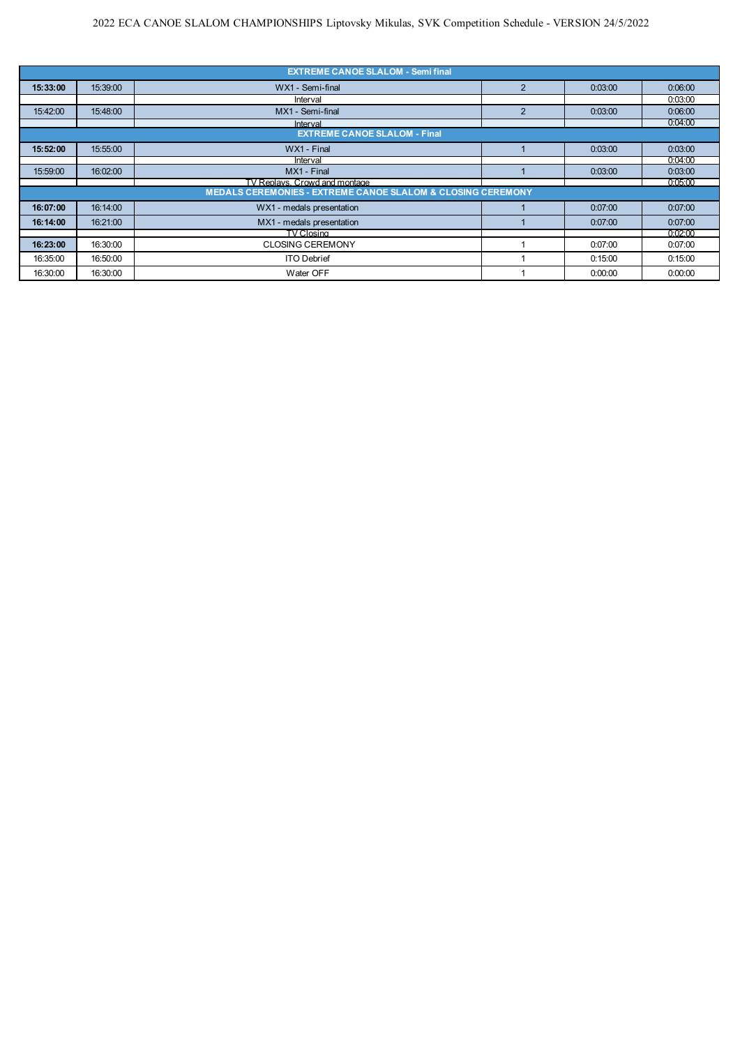| | | | | | |
|---|---|---|---|---|---|
| **EXTREME CANOE SLALOM - Semi final** | | | | | |
| **15:33:00** | 15:39:00 | WX1 - Semi-final | 2 | 0:03:00 | 0:06:00 |
| | | Interval | | | 0:03:00 |
| 15:42:00 | 15:48:00 | MX1 - Semi-final | 2 | 0:03:00 | 0:06:00 |
| | | Interval | | | 0:04:00 |
| **EXTREME CANOE SLALOM - Final** | | | | | |
| **15:52:00** | 15:55:00 | WX1 - Final | 1 | 0:03:00 | 0:03:00 |
| | | Interval | | | 0:04:00 |
| 15:59:00 | 16:02:00 | MX1 - Final | 1 | 0:03:00 | 0:03:00 |
| | | TV Replays, Crowd and montage | | | 0:05:00 |
| **MEDALS CEREMONIES - EXTREME CANOE SLALOM & CLOSING CEREMONY** | | | | | |
| **16:07:00** | 16:14:00 | WX1 - medals presentation | 1 | 0:07:00 | 0:07:00 |
| **16:14:00** | 16:21:00 | MX1 - medals presentation | 1 | 0:07:00 | 0:07:00 |
| | | TV Closing | | | 0:02:00 |
| **16:23:00** | 16:30:00 | CLOSING CEREMONY | 1 | 0:07:00 | 0:07:00 |
| 16:35:00 | 16:50:00 | ITO Debrief | 1 | 0:15:00 | 0:15:00 |
| 16:30:00 | 16:30:00 | Water OFF | 1 | 0:00:00 | 0:00:00 |